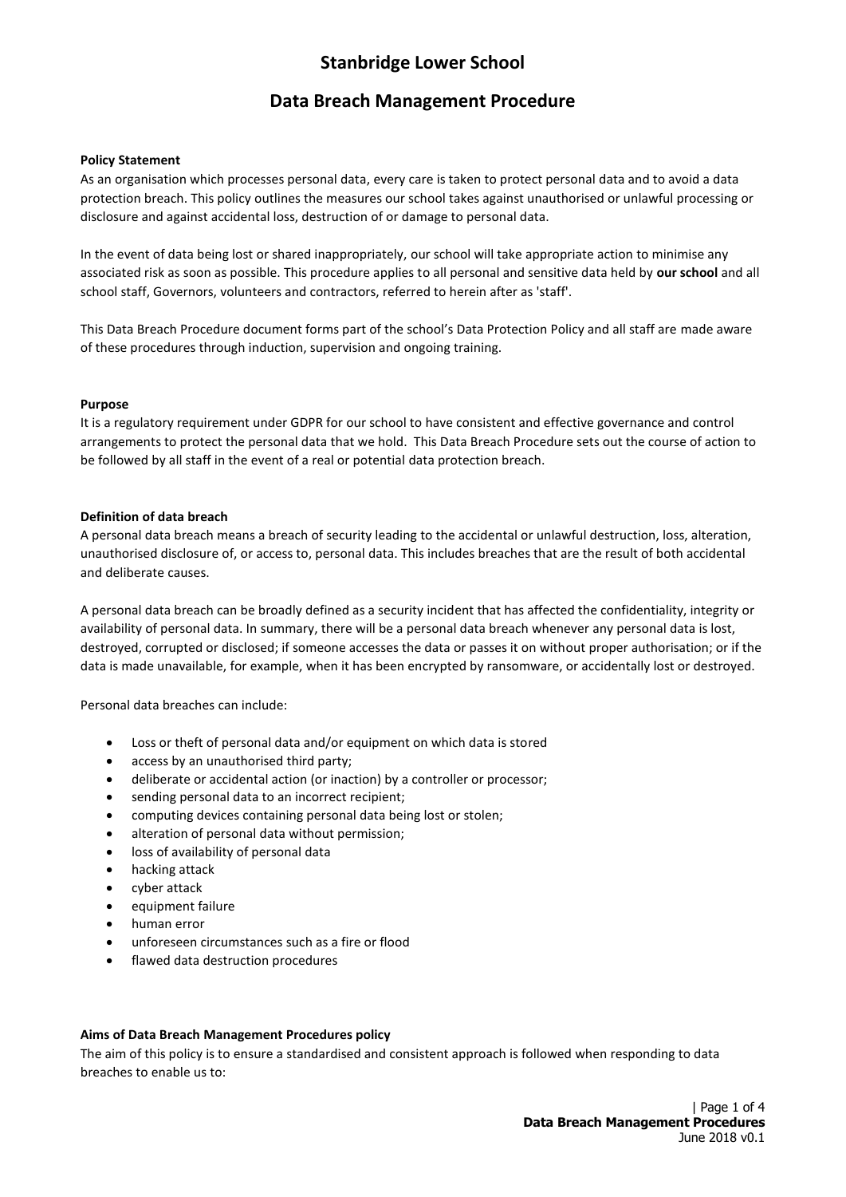# Stanbridge Lower School

## Data Breach Management Procedure

**Policy Statement**

As an organisation which processes personal data, every care is taken to protect personal data and to avoid a data protection breach. This policy outlines the measures our school takes against unauthorised or unlawful processing or disclosure and against accidental loss, destruction of or damage to personal data.

In the event of data being lost or shared inappropriately, our school will take appropriate action to minimise any associated risk as soon as possible. This procedure applies to all personal and sensitive data held by **our school** and all school staff, Governors, volunteers and contractors, referred to herein after as 'staff'.

This Data Breach Procedure document forms part of the school's Data Protection Policy and all staff are made aware of these procedures through induction, supervision and ongoing training.

**Purpose**

It is a regulatory requirement under GDPR for our school to have consistent and effective governance and control arrangements to protect the personal data that we hold. This Data Breach Procedure sets out the course of action to be followed by all staff in the event of a real or potential data protection breach.

**Definition of data breach**

A personal data breach means a breach of security leading to the accidental or unlawful destruction, loss, alteration, unauthorised disclosure of, or access to, personal data. This includes breaches that are the result of both accidental and deliberate causes.

A personal data breach can be broadly defined as a security incident that has affected the confidentiality, integrity or availability of personal data. In summary, there will be a personal data breach whenever any personal data is lost, destroyed, corrupted or disclosed; if someone accesses the data or passes it on without proper authorisation; or if the data is made unavailable, for example, when it has been encrypted by ransomware, or accidentally lost or destroyed.

Personal data breaches can include:

- Loss or theft of personal data and/or equipment on which data is stored
- access by an unauthorised third party;
- deliberate or accidental action (or inaction) by a controller or processor;
- sending personal data to an incorrect recipient;
- computing devices containing personal data being lost or stolen;
- alteration of personal data without permission;
- loss of availability of personal data
- hacking attack
- cyber attack
- equipment failure
- human error
- unforeseen circumstances such as a fire or flood
- flawed data destruction procedures

**Aims of Data Breach Management Procedures policy**

The aim of this policy is to ensure a standardised and consistent approach is followed when responding to data breaches to enable us to: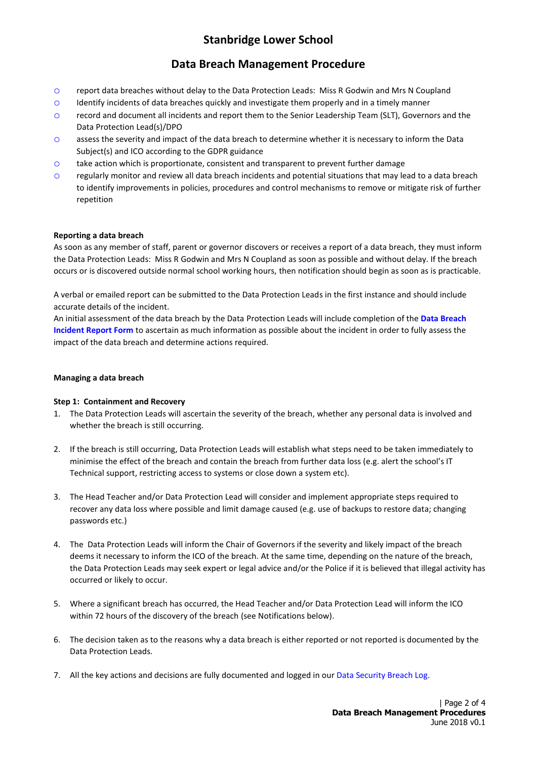# Stanbridge Lower School

## Data Breach Management Procedure

- report data breaches without delay to the Data Protection Leads: Miss R Godwin and Mrs N Coupland
- Identify incidents of data breaches quickly and investigate them properly and in a timely manner
- record and document all incidents and report them to the Senior Leadership Team (SLT), Governors and the Data Protection Lead(s)/DPO
- assess the severity and impact of the data breach to determine whether it is necessary to inform the Data Subject(s) and ICO according to the GDPR guidance
- take action which is proportionate, consistent and transparent to prevent further damage
- regularly monitor and review all data breach incidents and potential situations that may lead to a data breach to identify improvements in policies, procedures and control mechanisms to remove or mitigate risk of further repetition

**Reporting a data breach**

As soon as any member of staff, parent or governor discovers or receives a report of a data breach, they must inform the Data Protection Leads: Miss R Godwin and Mrs N Coupland as soon as possible and without delay. If the breach occurs or is discovered outside normal school working hours, then notification should begin as soon as is practicable.

A verbal or emailed report can be submitted to the Data Protection Leads in the first instance and should include accurate details of the incident.

An initial assessment of the data breach by the Data Protection Leads will include completion of the **Data Breach Incident Report Form** to ascertain as much information as possible about the incident in order to fully assess the impact of the data breach and determine actions required.

**Managing a data breach**

**Step 1: Containment and Recovery**

1. The Data Protection Leads will ascertain the severity of the breach, whether any personal data is involved and whether the breach is still occurring.

2. If the breach is still occurring, Data Protection Leads will establish what steps need to be taken immediately to minimise the effect of the breach and contain the breach from further data loss (e.g. alert the school's IT Technical support, restricting access to systems or close down a system etc).

3. The Head Teacher and/or Data Protection Lead will consider and implement appropriate steps required to recover any data loss where possible and limit damage caused (e.g. use of backups to restore data; changing passwords etc.)

4. The Data Protection Leads will inform the Chair of Governors if the severity and likely impact of the breach deems it necessary to inform the ICO of the breach. At the same time, depending on the nature of the breach, the Data Protection Leads may seek expert or legal advice and/or the Police if it is believed that illegal activity has occurred or likely to occur.

5. Where a significant breach has occurred, the Head Teacher and/or Data Protection Lead will inform the ICO within 72 hours of the discovery of the breach (see Notifications below).

6. The decision taken as to the reasons why a data breach is either reported or not reported is documented by the Data Protection Leads.

7. All the key actions and decisions are fully documented and logged in our Data Security Breach Log.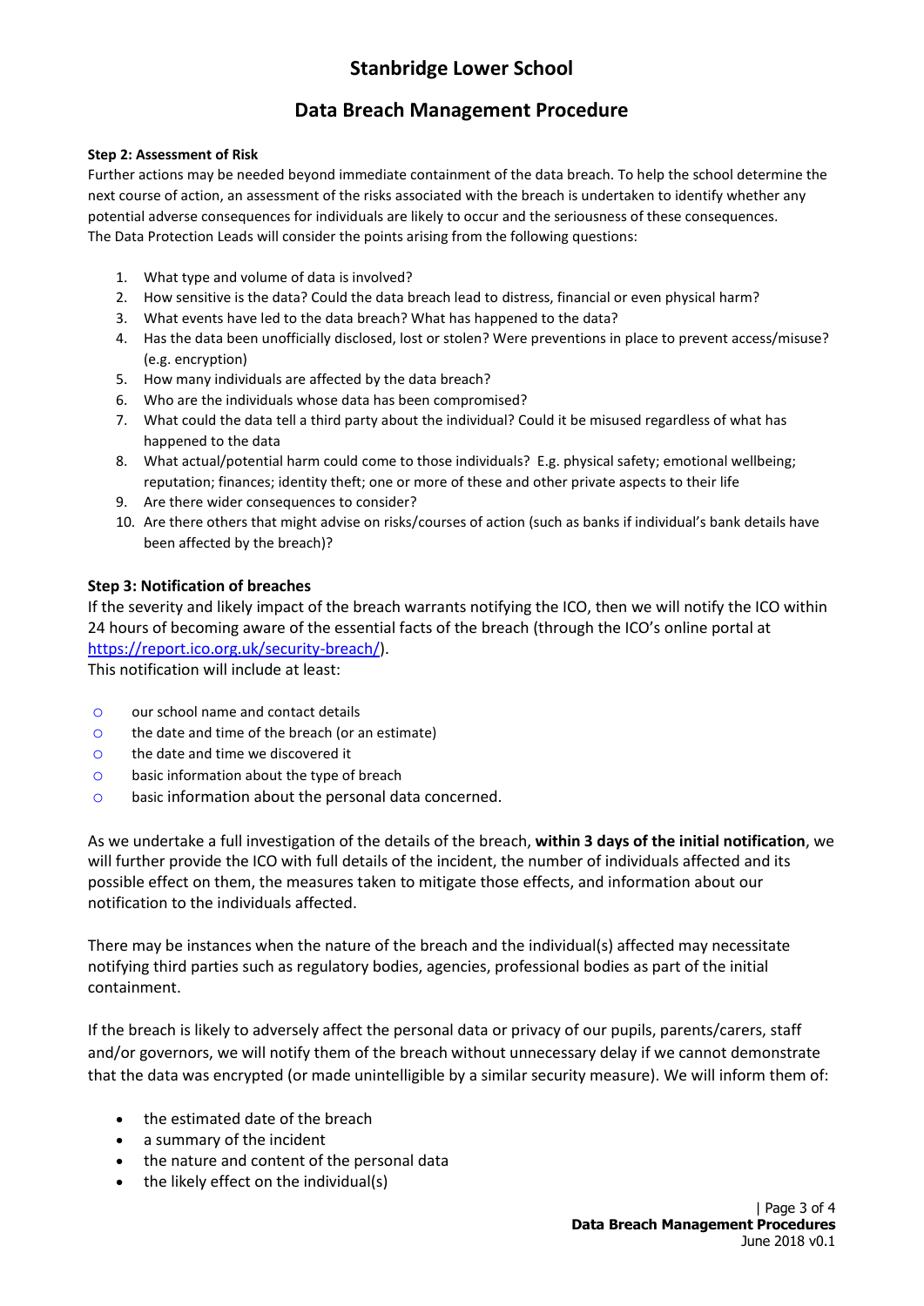# Stanbridge Lower School

## Data Breach Management Procedure

**Step 2: Assessment of Risk**

Further actions may be needed beyond immediate containment of the data breach. To help the school determine the next course of action, an assessment of the risks associated with the breach is undertaken to identify whether any potential adverse consequences for individuals are likely to occur and the seriousness of these consequences.
The Data Protection Leads will consider the points arising from the following questions:

1. What type and volume of data is involved?
2. How sensitive is the data? Could the data breach lead to distress, financial or even physical harm?
3. What events have led to the data breach? What has happened to the data?
4. Has the data been unofficially disclosed, lost or stolen? Were preventions in place to prevent access/misuse? (e.g. encryption)
5. How many individuals are affected by the data breach?
6. Who are the individuals whose data has been compromised?
7. What could the data tell a third party about the individual? Could it be misused regardless of what has happened to the data
8. What actual/potential harm could come to those individuals? E.g. physical safety; emotional wellbeing; reputation; finances; identity theft; one or more of these and other private aspects to their life
9. Are there wider consequences to consider?
10. Are there others that might advise on risks/courses of action (such as banks if individual's bank details have been affected by the breach)?

**Step 3: Notification of breaches**

If the severity and likely impact of the breach warrants notifying the ICO, then we will notify the ICO within 24 hours of becoming aware of the essential facts of the breach (through the ICO's online portal at [https://report.ico.org.uk/security-breach/](https://report.ico.org.uk/security-breach/)).
This notification will include at least:

- our school name and contact details
- the date and time of the breach (or an estimate)
- the date and time we discovered it
- basic information about the type of breach
- basic information about the personal data concerned.

As we undertake a full investigation of the details of the breach, **within 3 days of the initial notification**, we will further provide the ICO with full details of the incident, the number of individuals affected and its possible effect on them, the measures taken to mitigate those effects, and information about our notification to the individuals affected.

There may be instances when the nature of the breach and the individual(s) affected may necessitate notifying third parties such as regulatory bodies, agencies, professional bodies as part of the initial containment.

If the breach is likely to adversely affect the personal data or privacy of our pupils, parents/carers, staff and/or governors, we will notify them of the breach without unnecessary delay if we cannot demonstrate that the data was encrypted (or made unintelligible by a similar security measure). We will inform them of:

- the estimated date of the breach
- a summary of the incident
- the nature and content of the personal data
- the likely effect on the individual(s)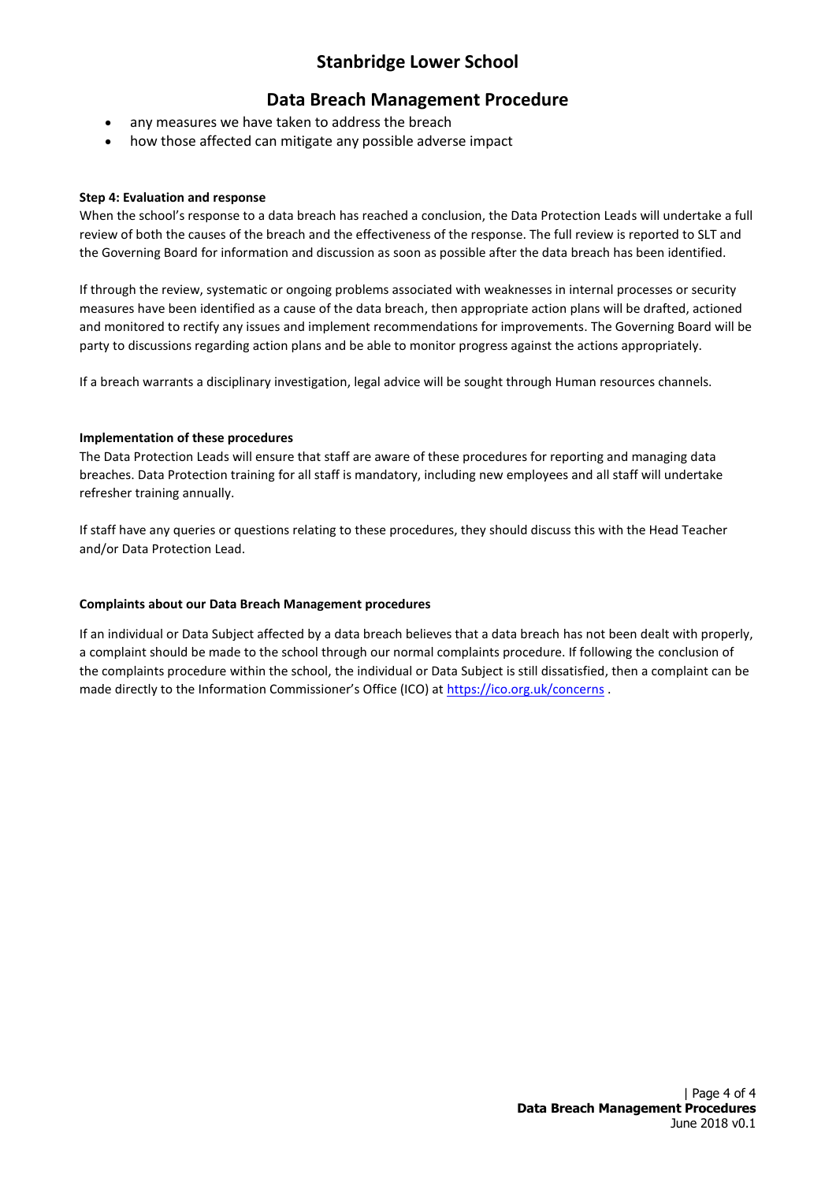- any measures we have taken to address the breach
- how those affected can mitigate any possible adverse impact

**Step 4: Evaluation and response**

When the school's response to a data breach has reached a conclusion, the Data Protection Leads will undertake a full review of both the causes of the breach and the effectiveness of the response. The full review is reported to SLT and the Governing Board for information and discussion as soon as possible after the data breach has been identified.

If through the review, systematic or ongoing problems associated with weaknesses in internal processes or security measures have been identified as a cause of the data breach, then appropriate action plans will be drafted, actioned and monitored to rectify any issues and implement recommendations for improvements. The Governing Board will be party to discussions regarding action plans and be able to monitor progress against the actions appropriately.

If a breach warrants a disciplinary investigation, legal advice will be sought through Human resources channels.

**Implementation of these procedures**

The Data Protection Leads will ensure that staff are aware of these procedures for reporting and managing data breaches. Data Protection training for all staff is mandatory, including new employees and all staff will undertake refresher training annually.

If staff have any queries or questions relating to these procedures, they should discuss this with the Head Teacher and/or Data Protection Lead.

**Complaints about our Data Breach Management procedures**

If an individual or Data Subject affected by a data breach believes that a data breach has not been dealt with properly, a complaint should be made to the school through our normal complaints procedure. If following the conclusion of the complaints procedure within the school, the individual or Data Subject is still dissatisfied, then a complaint can be made directly to the Information Commissioner's Office (ICO) at https://ico.org.uk/concerns .